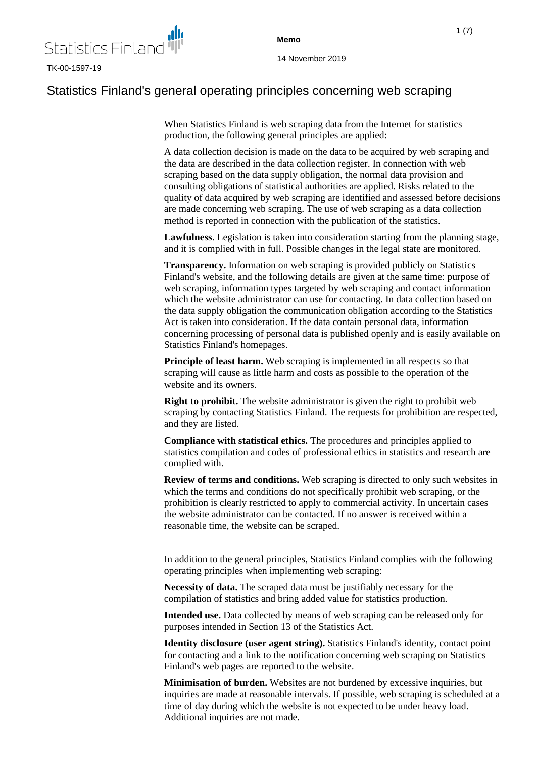Statistics Finland

TK-00-1597-19

**Memo**

14 November 2019

# Statistics Finland's general operating principles concerning web scraping

When Statistics Finland is web scraping data from the Internet for statistics production, the following general principles are applied:

A data collection decision is made on the data to be acquired by web scraping and the data are described in the data collection register. In connection with web scraping based on the data supply obligation, the normal data provision and consulting obligations of statistical authorities are applied. Risks related to the quality of data acquired by web scraping are identified and assessed before decisions are made concerning web scraping. The use of web scraping as a data collection method is reported in connection with the publication of the statistics.

**Lawfulness**. Legislation is taken into consideration starting from the planning stage, and it is complied with in full. Possible changes in the legal state are monitored.

**Transparency.** Information on web scraping is provided publicly on Statistics Finland's website, and the following details are given at the same time: purpose of web scraping, information types targeted by web scraping and contact information which the website administrator can use for contacting. In data collection based on the data supply obligation the communication obligation according to the Statistics Act is taken into consideration. If the data contain personal data, information concerning processing of personal data is published openly and is easily available on Statistics Finland's homepages.

**Principle of least harm.** Web scraping is implemented in all respects so that scraping will cause as little harm and costs as possible to the operation of the website and its owners.

**Right to prohibit.** The website administrator is given the right to prohibit web scraping by contacting Statistics Finland. The requests for prohibition are respected, and they are listed.

**Compliance with statistical ethics.** The procedures and principles applied to statistics compilation and codes of professional ethics in statistics and research are complied with.

**Review of terms and conditions.** Web scraping is directed to only such websites in which the terms and conditions do not specifically prohibit web scraping, or the prohibition is clearly restricted to apply to commercial activity. In uncertain cases the website administrator can be contacted. If no answer is received within a reasonable time, the website can be scraped.

In addition to the general principles, Statistics Finland complies with the following operating principles when implementing web scraping:

**Necessity of data.** The scraped data must be justifiably necessary for the compilation of statistics and bring added value for statistics production.

**Intended use.** Data collected by means of web scraping can be released only for purposes intended in Section 13 of the Statistics Act.

**Identity disclosure (user agent string).** Statistics Finland's identity, contact point for contacting and a link to the notification concerning web scraping on Statistics Finland's web pages are reported to the website.

**Minimisation of burden.** Websites are not burdened by excessive inquiries, but inquiries are made at reasonable intervals. If possible, web scraping is scheduled at a time of day during which the website is not expected to be under heavy load. Additional inquiries are not made.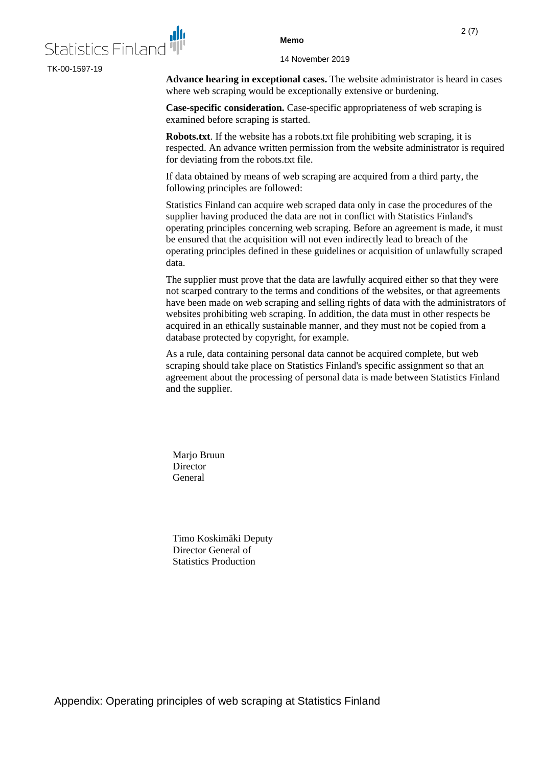**Advance hearing in exceptional cases.** The website administrator is heard in cases where web scraping would be exceptionally extensive or burdening.

**Case-specific consideration.** Case-specific appropriateness of web scraping is examined before scraping is started.

**Robots.txt**. If the website has a robots.txt file prohibiting web scraping, it is respected. An advance written permission from the website administrator is required for deviating from the robots.txt file.

If data obtained by means of web scraping are acquired from a third party, the following principles are followed:

Statistics Finland can acquire web scraped data only in case the procedures of the supplier having produced the data are not in conflict with Statistics Finland's operating principles concerning web scraping. Before an agreement is made, it must be ensured that the acquisition will not even indirectly lead to breach of the operating principles defined in these guidelines or acquisition of unlawfully scraped data.

The supplier must prove that the data are lawfully acquired either so that they were not scarped contrary to the terms and conditions of the websites, or that agreements have been made on web scraping and selling rights of data with the administrators of websites prohibiting web scraping. In addition, the data must in other respects be acquired in an ethically sustainable manner, and they must not be copied from a database protected by copyright, for example.

As a rule, data containing personal data cannot be acquired complete, but web scraping should take place on Statistics Finland's specific assignment so that an agreement about the processing of personal data is made between Statistics Finland and the supplier.

Marjo Bruun
Director
General

Timo Koskimäki Deputy
Director General of
Statistics Production

Appendix: Operating principles of web scraping at Statistics Finland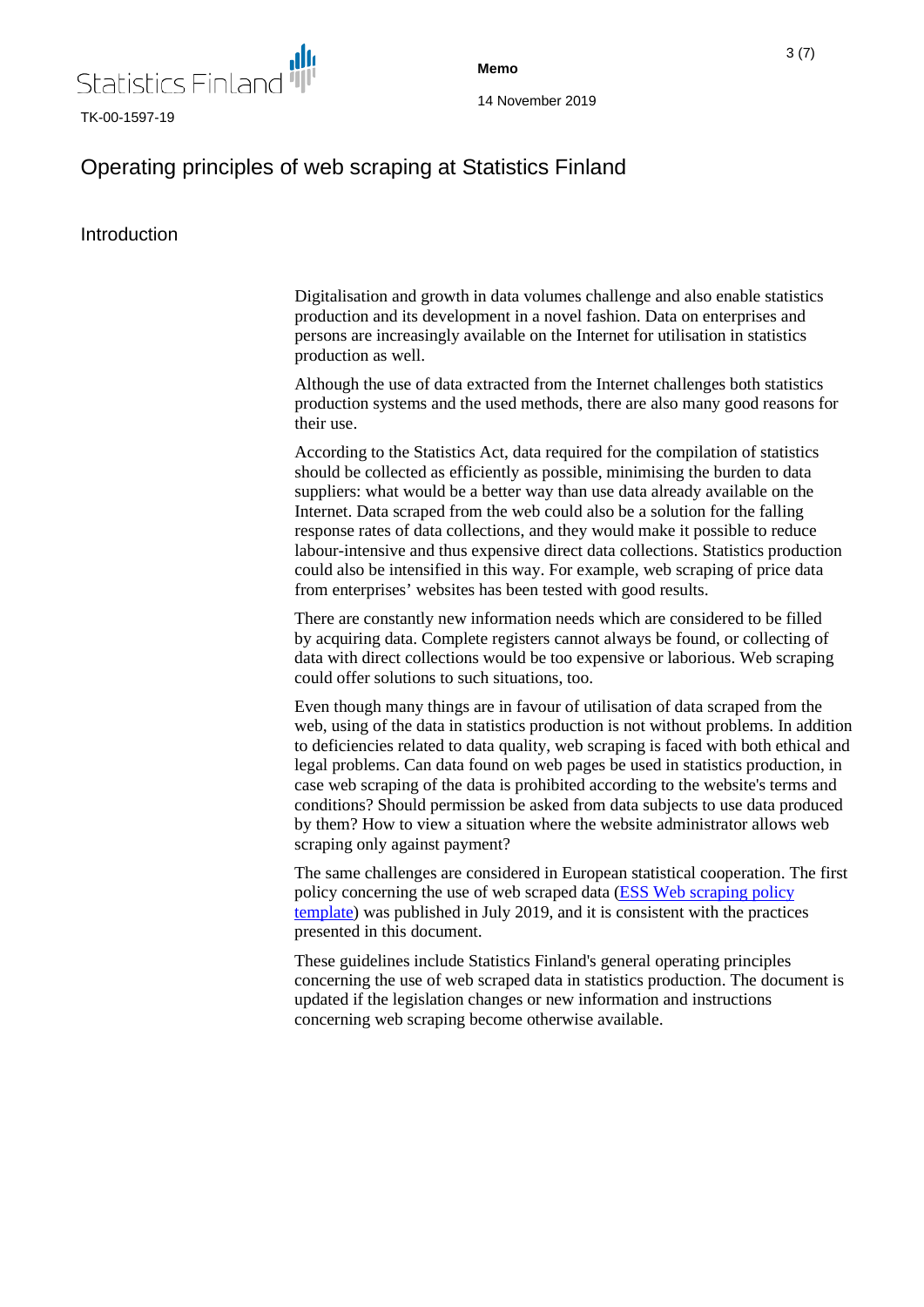# Operating principles of web scraping at Statistics Finland

## Introduction

Digitalisation and growth in data volumes challenge and also enable statistics production and its development in a novel fashion. Data on enterprises and persons are increasingly available on the Internet for utilisation in statistics production as well.

Although the use of data extracted from the Internet challenges both statistics production systems and the used methods, there are also many good reasons for their use.

According to the Statistics Act, data required for the compilation of statistics should be collected as efficiently as possible, minimising the burden to data suppliers: what would be a better way than use data already available on the Internet. Data scraped from the web could also be a solution for the falling response rates of data collections, and they would make it possible to reduce labour-intensive and thus expensive direct data collections. Statistics production could also be intensified in this way. For example, web scraping of price data from enterprises' websites has been tested with good results.

There are constantly new information needs which are considered to be filled by acquiring data. Complete registers cannot always be found, or collecting of data with direct collections would be too expensive or laborious. Web scraping could offer solutions to such situations, too.

Even though many things are in favour of utilisation of data scraped from the web, using of the data in statistics production is not without problems. In addition to deficiencies related to data quality, web scraping is faced with both ethical and legal problems. Can data found on web pages be used in statistics production, in case web scraping of the data is prohibited according to the website's terms and conditions? Should permission be asked from data subjects to use data produced by them? How to view a situation where the website administrator allows web scraping only against payment?

The same challenges are considered in European statistical cooperation. The first policy concerning the use of web scraped data (ESS Web scraping policy template) was published in July 2019, and it is consistent with the practices presented in this document.

These guidelines include Statistics Finland's general operating principles concerning the use of web scraped data in statistics production. The document is updated if the legislation changes or new information and instructions concerning web scraping become otherwise available.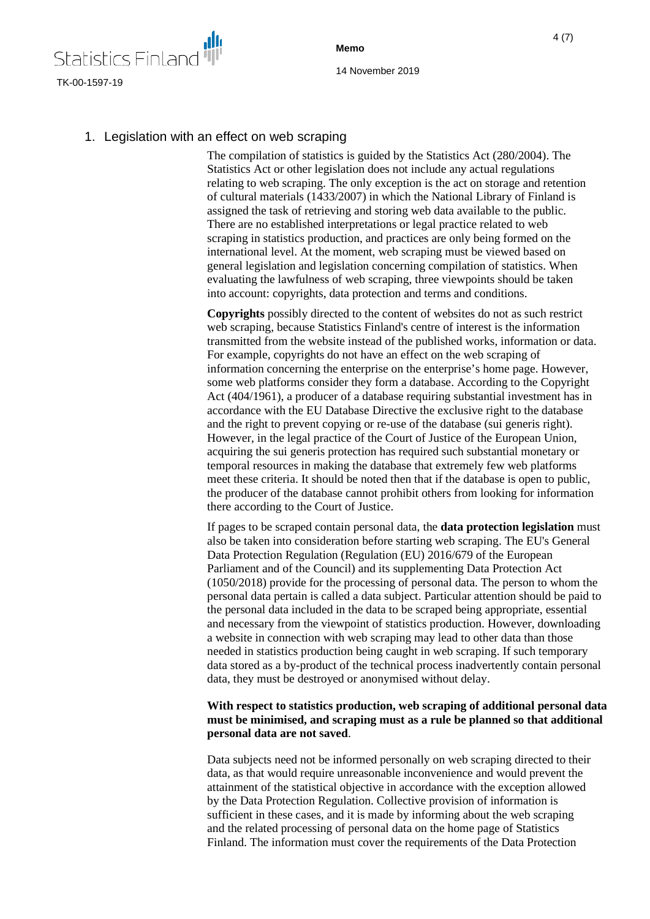## 1. Legislation with an effect on web scraping

The compilation of statistics is guided by the Statistics Act (280/2004). The Statistics Act or other legislation does not include any actual regulations relating to web scraping. The only exception is the act on storage and retention of cultural materials (1433/2007) in which the National Library of Finland is assigned the task of retrieving and storing web data available to the public. There are no established interpretations or legal practice related to web scraping in statistics production, and practices are only being formed on the international level. At the moment, web scraping must be viewed based on general legislation and legislation concerning compilation of statistics. When evaluating the lawfulness of web scraping, three viewpoints should be taken into account: copyrights, data protection and terms and conditions.

**Copyrights** possibly directed to the content of websites do not as such restrict web scraping, because Statistics Finland's centre of interest is the information transmitted from the website instead of the published works, information or data. For example, copyrights do not have an effect on the web scraping of information concerning the enterprise on the enterprise's home page. However, some web platforms consider they form a database. According to the Copyright Act (404/1961), a producer of a database requiring substantial investment has in accordance with the EU Database Directive the exclusive right to the database and the right to prevent copying or re-use of the database (sui generis right). However, in the legal practice of the Court of Justice of the European Union, acquiring the sui generis protection has required such substantial monetary or temporal resources in making the database that extremely few web platforms meet these criteria. It should be noted then that if the database is open to public, the producer of the database cannot prohibit others from looking for information there according to the Court of Justice.

If pages to be scraped contain personal data, the **data protection legislation** must also be taken into consideration before starting web scraping. The EU's General Data Protection Regulation (Regulation (EU) 2016/679 of the European Parliament and of the Council) and its supplementing Data Protection Act (1050/2018) provide for the processing of personal data. The person to whom the personal data pertain is called a data subject. Particular attention should be paid to the personal data included in the data to be scraped being appropriate, essential and necessary from the viewpoint of statistics production. However, downloading a website in connection with web scraping may lead to other data than those needed in statistics production being caught in web scraping. If such temporary data stored as a by-product of the technical process inadvertently contain personal data, they must be destroyed or anonymised without delay.

**With respect to statistics production, web scraping of additional personal data must be minimised, and scraping must as a rule be planned so that additional personal data are not saved**.

Data subjects need not be informed personally on web scraping directed to their data, as that would require unreasonable inconvenience and would prevent the attainment of the statistical objective in accordance with the exception allowed by the Data Protection Regulation. Collective provision of information is sufficient in these cases, and it is made by informing about the web scraping and the related processing of personal data on the home page of Statistics Finland. The information must cover the requirements of the Data Protection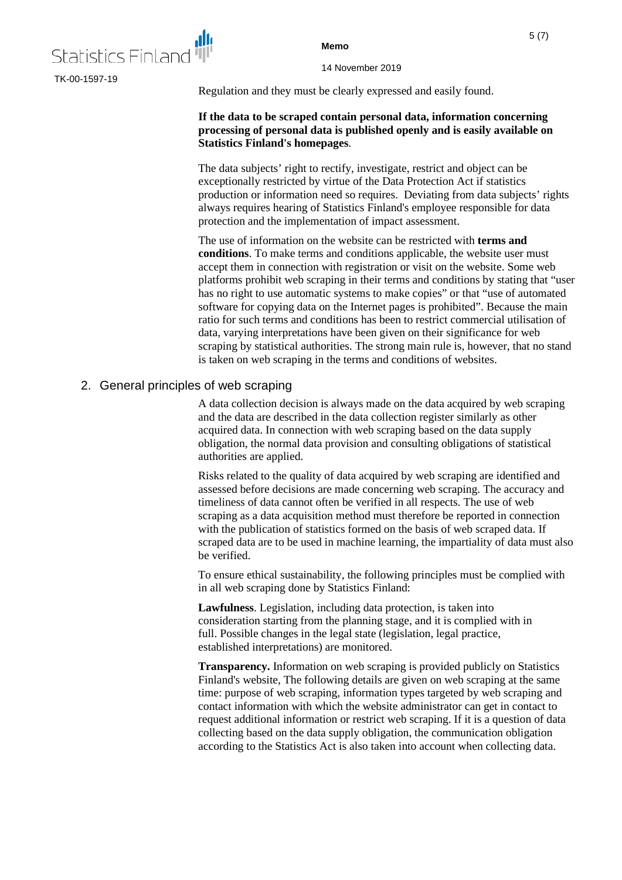Regulation and they must be clearly expressed and easily found.

**If the data to be scraped contain personal data, information concerning processing of personal data is published openly and is easily available on Statistics Finland's homepages**.

The data subjects' right to rectify, investigate, restrict and object can be exceptionally restricted by virtue of the Data Protection Act if statistics production or information need so requires. Deviating from data subjects' rights always requires hearing of Statistics Finland's employee responsible for data protection and the implementation of impact assessment.

The use of information on the website can be restricted with **terms and conditions**. To make terms and conditions applicable, the website user must accept them in connection with registration or visit on the website. Some web platforms prohibit web scraping in their terms and conditions by stating that "user has no right to use automatic systems to make copies" or that "use of automated software for copying data on the Internet pages is prohibited". Because the main ratio for such terms and conditions has been to restrict commercial utilisation of data, varying interpretations have been given on their significance for web scraping by statistical authorities. The strong main rule is, however, that no stand is taken on web scraping in the terms and conditions of websites.

## 2. General principles of web scraping

A data collection decision is always made on the data acquired by web scraping and the data are described in the data collection register similarly as other acquired data. In connection with web scraping based on the data supply obligation, the normal data provision and consulting obligations of statistical authorities are applied.

Risks related to the quality of data acquired by web scraping are identified and assessed before decisions are made concerning web scraping. The accuracy and timeliness of data cannot often be verified in all respects. The use of web scraping as a data acquisition method must therefore be reported in connection with the publication of statistics formed on the basis of web scraped data. If scraped data are to be used in machine learning, the impartiality of data must also be verified.

To ensure ethical sustainability, the following principles must be complied with in all web scraping done by Statistics Finland:

**Lawfulness**. Legislation, including data protection, is taken into consideration starting from the planning stage, and it is complied with in full. Possible changes in the legal state (legislation, legal practice, established interpretations) are monitored.

**Transparency.** Information on web scraping is provided publicly on Statistics Finland's website, The following details are given on web scraping at the same time: purpose of web scraping, information types targeted by web scraping and contact information with which the website administrator can get in contact to request additional information or restrict web scraping. If it is a question of data collecting based on the data supply obligation, the communication obligation according to the Statistics Act is also taken into account when collecting data.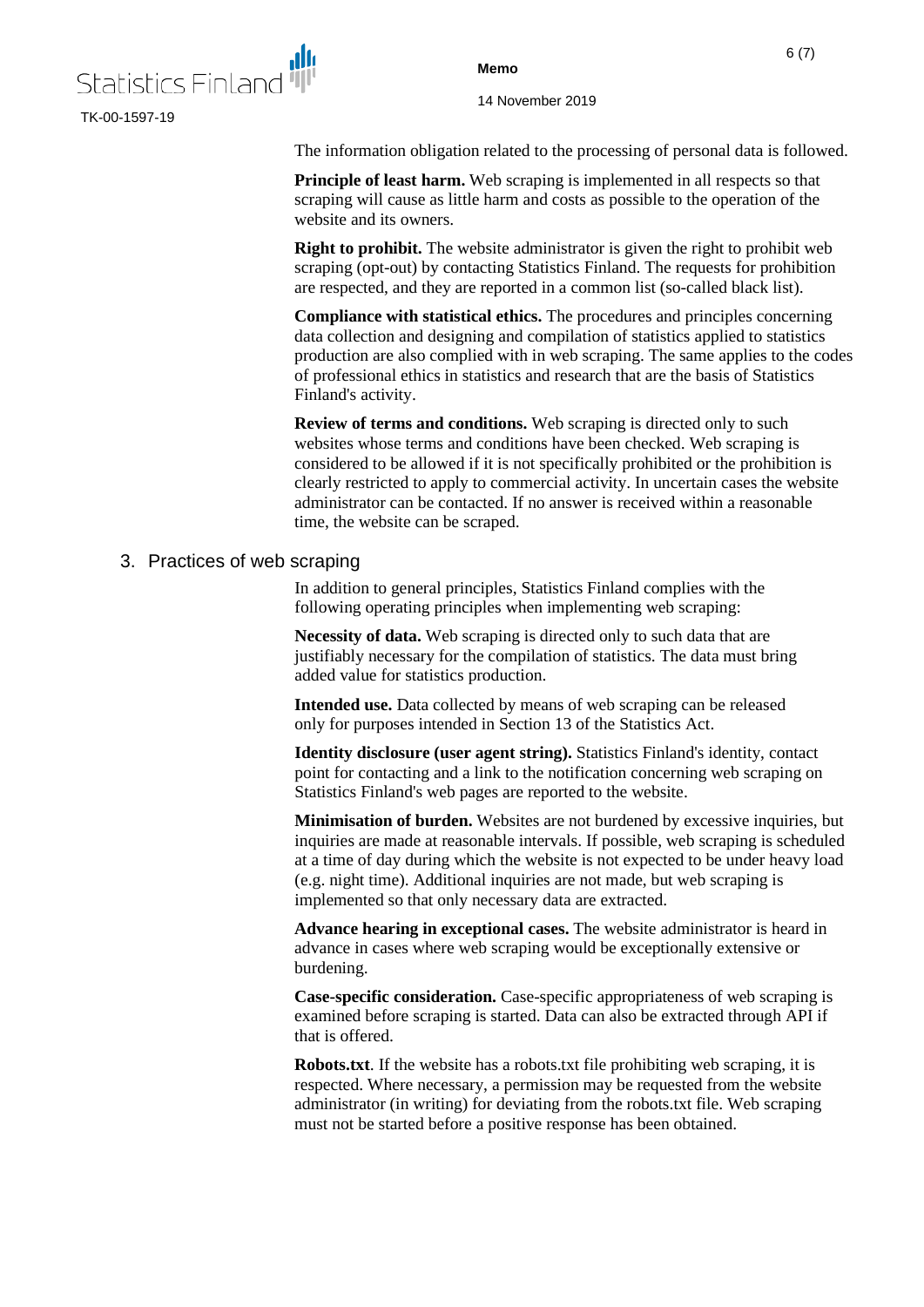The information obligation related to the processing of personal data is followed.

**Principle of least harm.** Web scraping is implemented in all respects so that scraping will cause as little harm and costs as possible to the operation of the website and its owners.

**Right to prohibit.** The website administrator is given the right to prohibit web scraping (opt-out) by contacting Statistics Finland. The requests for prohibition are respected, and they are reported in a common list (so-called black list).

**Compliance with statistical ethics.** The procedures and principles concerning data collection and designing and compilation of statistics applied to statistics production are also complied with in web scraping. The same applies to the codes of professional ethics in statistics and research that are the basis of Statistics Finland's activity.

**Review of terms and conditions.** Web scraping is directed only to such websites whose terms and conditions have been checked. Web scraping is considered to be allowed if it is not specifically prohibited or the prohibition is clearly restricted to apply to commercial activity. In uncertain cases the website administrator can be contacted. If no answer is received within a reasonable time, the website can be scraped.

## 3. Practices of web scraping

In addition to general principles, Statistics Finland complies with the following operating principles when implementing web scraping:

**Necessity of data.** Web scraping is directed only to such data that are justifiably necessary for the compilation of statistics. The data must bring added value for statistics production.

**Intended use.** Data collected by means of web scraping can be released only for purposes intended in Section 13 of the Statistics Act.

**Identity disclosure (user agent string).** Statistics Finland's identity, contact point for contacting and a link to the notification concerning web scraping on Statistics Finland's web pages are reported to the website.

**Minimisation of burden.** Websites are not burdened by excessive inquiries, but inquiries are made at reasonable intervals. If possible, web scraping is scheduled at a time of day during which the website is not expected to be under heavy load (e.g. night time). Additional inquiries are not made, but web scraping is implemented so that only necessary data are extracted.

**Advance hearing in exceptional cases.** The website administrator is heard in advance in cases where web scraping would be exceptionally extensive or burdening.

**Case-specific consideration.** Case-specific appropriateness of web scraping is examined before scraping is started. Data can also be extracted through API if that is offered.

**Robots.txt**. If the website has a robots.txt file prohibiting web scraping, it is respected. Where necessary, a permission may be requested from the website administrator (in writing) for deviating from the robots.txt file. Web scraping must not be started before a positive response has been obtained.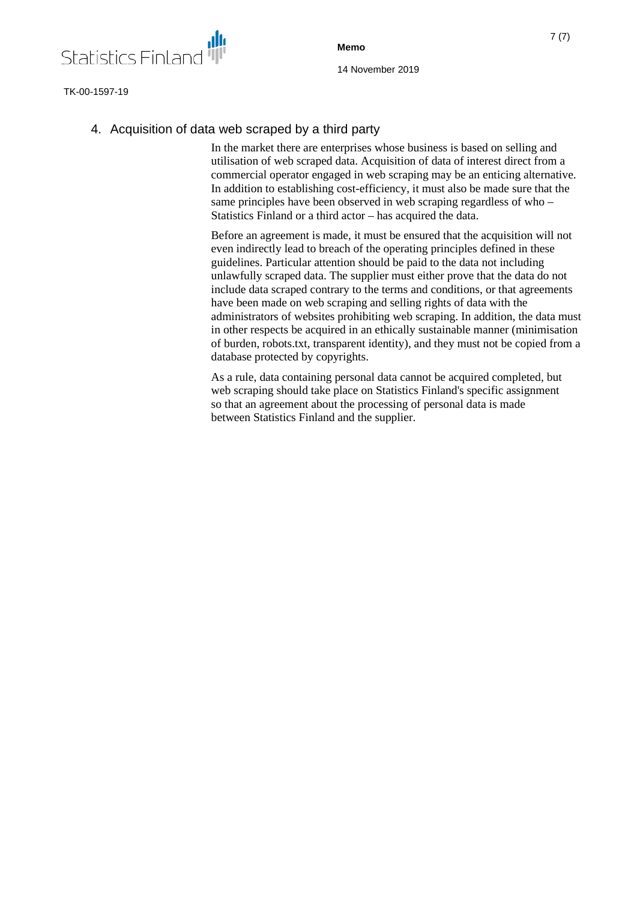## 4. Acquisition of data web scraped by a third party

In the market there are enterprises whose business is based on selling and utilisation of web scraped data. Acquisition of data of interest direct from a commercial operator engaged in web scraping may be an enticing alternative. In addition to establishing cost-efficiency, it must also be made sure that the same principles have been observed in web scraping regardless of who – Statistics Finland or a third actor – has acquired the data.

Before an agreement is made, it must be ensured that the acquisition will not even indirectly lead to breach of the operating principles defined in these guidelines. Particular attention should be paid to the data not including unlawfully scraped data. The supplier must either prove that the data do not include data scraped contrary to the terms and conditions, or that agreements have been made on web scraping and selling rights of data with the administrators of websites prohibiting web scraping. In addition, the data must in other respects be acquired in an ethically sustainable manner (minimisation of burden, robots.txt, transparent identity), and they must not be copied from a database protected by copyrights.

As a rule, data containing personal data cannot be acquired completed, but web scraping should take place on Statistics Finland's specific assignment so that an agreement about the processing of personal data is made between Statistics Finland and the supplier.